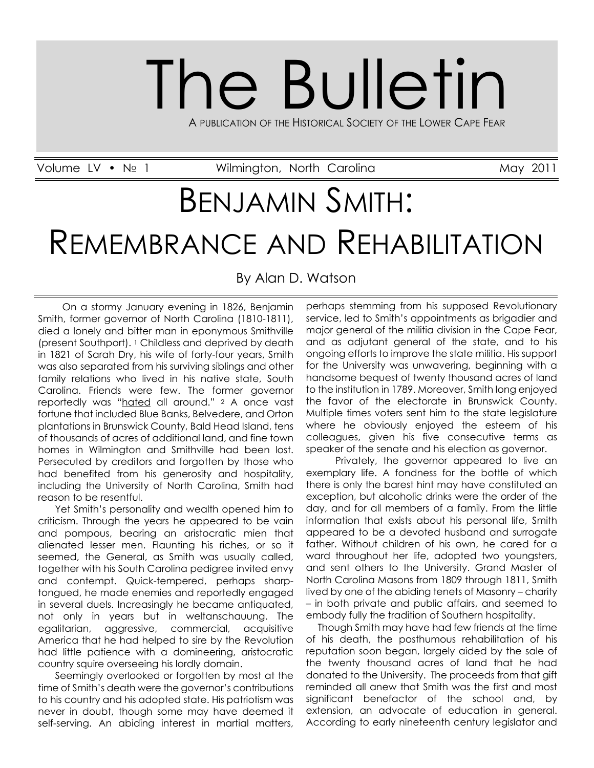# The Bulletin

A PUBLICATION OF THE HISTORICAL SOCIETY OF THE LOWER CAPE FEAR

Volume LV • № 1 Wilmington, North Carolina May 2011

# BENJAMIN SMITH: REMEMBRANCE AND REHABILITATION

By Alan D. Watson

On a stormy January evening in 1826, Benjamin Smith, former governor of North Carolina (1810-1811), died a lonely and bitter man in eponymous Smithville (present Southport).[1] Childless and deprived by death in 1821 of Sarah Dry, his wife of forty-four years, Smith was also separated from his surviving siblings and other family relations who lived in his native state, South Carolina. Friends were few. The former governor reportedly was "hated all around."[2] A once vast fortune that included Blue Banks, Belvedere, and Orton plantations in Brunswick County, Bald Head Island, tens of thousands of acres of additional land, and fine town homes in Wilmington and Smithville had been lost. Persecuted by creditors and forgotten by those who had benefited from his generosity and hospitality, including the University of North Carolina, Smith had reason to be resentful.

Yet Smith's personality and wealth opened him to criticism. Through the years he appeared to be vain and pompous, bearing an aristocratic mien that alienated lesser men. Flaunting his riches, or so it seemed, the General, as Smith was usually called, together with his South Carolina pedigree invited envy and contempt. Quick-tempered, perhaps sharp-tongued, he made enemies and reportedly engaged in several duels. Increasingly he became antiquated, not only in years but in weltanschauung. The egalitarian, aggressive, commercial, acquisitive America that he had helped to sire by the Revolution had little patience with a domineering, aristocratic country squire overseeing his lordly domain.

Seemingly overlooked or forgotten by most at the time of Smith's death were the governor's contributions to his country and his adopted state. His patriotism was never in doubt, though some may have deemed it self-serving. An abiding interest in martial matters, perhaps stemming from his supposed Revolutionary service, led to Smith's appointments as brigadier and major general of the militia division in the Cape Fear, and as adjutant general of the state, and to his ongoing efforts to improve the state militia. His support for the University was unwavering, beginning with a handsome bequest of twenty thousand acres of land to the institution in 1789. Moreover, Smith long enjoyed the favor of the electorate in Brunswick County. Multiple times voters sent him to the state legislature where he obviously enjoyed the esteem of his colleagues, given his five consecutive terms as speaker of the senate and his election as governor.

Privately, the governor appeared to live an exemplary life. A fondness for the bottle of which there is only the barest hint may have constituted an exception, but alcoholic drinks were the order of the day, and for all members of a family. From the little information that exists about his personal life, Smith appeared to be a devoted husband and surrogate father. Without children of his own, he cared for a ward throughout her life, adopted two youngsters, and sent others to the University. Grand Master of North Carolina Masons from 1809 through 1811, Smith lived by one of the abiding tenets of Masonry – charity – in both private and public affairs, and seemed to embody fully the tradition of Southern hospitality.

Though Smith may have had few friends at the time of his death, the posthumous rehabilitation of his reputation soon began, largely aided by the sale of the twenty thousand acres of land that he had donated to the University. The proceeds from that gift reminded all anew that Smith was the first and most significant benefactor of the school and, by extension, an advocate of education in general. According to early nineteenth century legislator and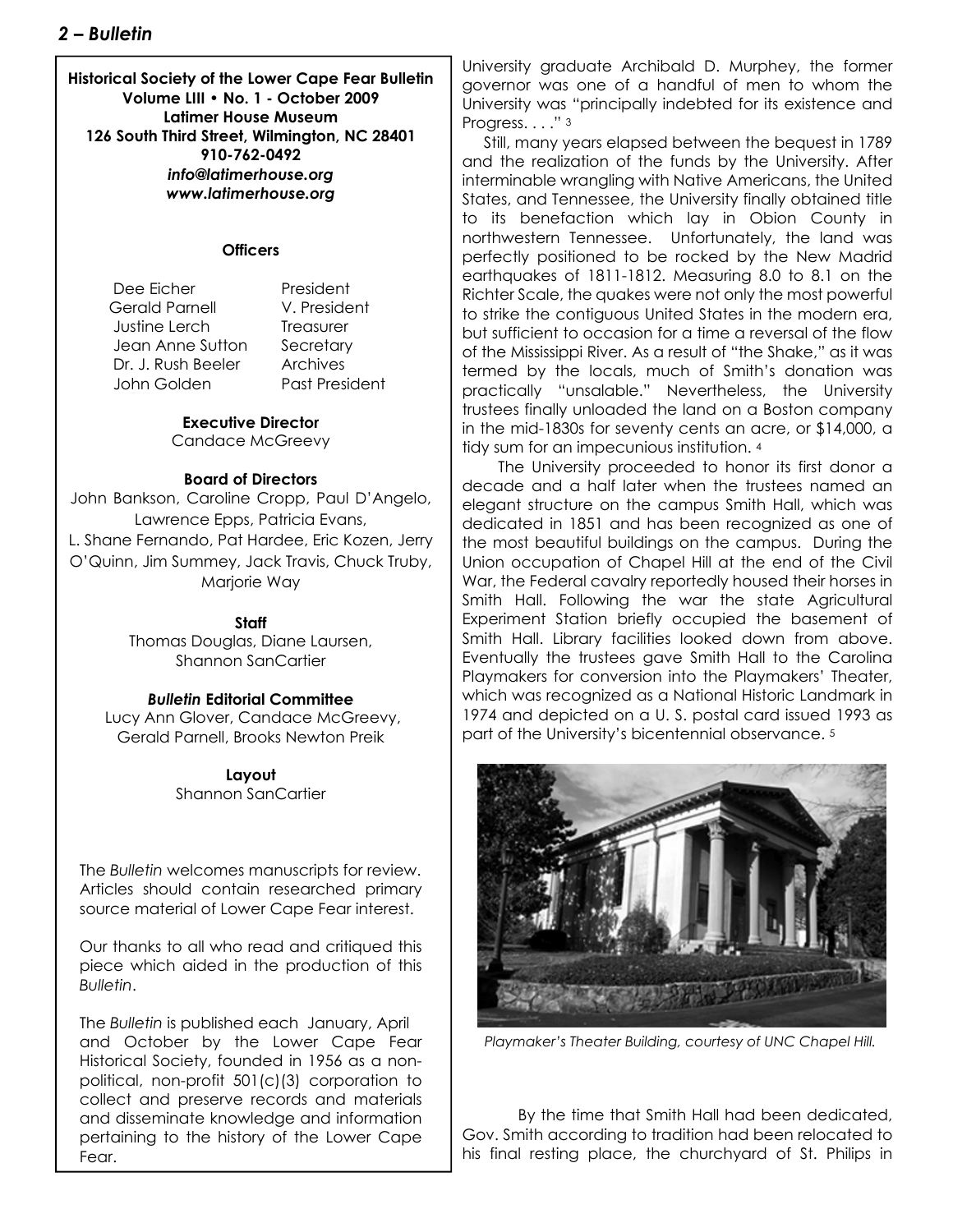**Historical Society of the Lower Cape Fear Bulletin**
**Volume LIII • No. 1 - October 2009**
**Latimer House Museum**
**126 South Third Street, Wilmington, NC 28401**
**910-762-0492**
***info@latimerhouse.org***
***www.latimerhouse.org***

**Officers**

| | |
|---|---|
| Dee Eicher | President |
| Gerald Parnell | V. President |
| Justine Lerch | Treasurer |
| Jean Anne Sutton | Secretary |
| Dr. J. Rush Beeler | Archives |
| John Golden | Past President |

**Executive Director**
Candace McGreevy

**Board of Directors**
John Bankson, Caroline Cropp, Paul D'Angelo, Lawrence Epps, Patricia Evans, L. Shane Fernando, Pat Hardee, Eric Kozen, Jerry O'Quinn, Jim Summey, Jack Travis, Chuck Truby, Marjorie Way

**Staff**
Thomas Douglas, Diane Laursen, Shannon SanCartier

***Bulletin* Editorial Committee**
Lucy Ann Glover, Candace McGreevy, Gerald Parnell, Brooks Newton Preik

**Layout**
Shannon SanCartier

The *Bulletin* welcomes manuscripts for review. Articles should contain researched primary source material of Lower Cape Fear interest.

Our thanks to all who read and critiqued this piece which aided in the production of this *Bulletin*.

The *Bulletin* is published each January, April and October by the Lower Cape Fear Historical Society, founded in 1956 as a non-political, non-profit 501(c)(3) corporation to collect and preserve records and materials and disseminate knowledge and information pertaining to the history of the Lower Cape Fear.

University graduate Archibald D. Murphey, the former governor was one of a handful of men to whom the University was "principally indebted for its existence and Progress. . . ." [3]

Still, many years elapsed between the bequest in 1789 and the realization of the funds by the University. After interminable wrangling with Native Americans, the United States, and Tennessee, the University finally obtained title to its benefaction which lay in Obion County in northwestern Tennessee. Unfortunately, the land was perfectly positioned to be rocked by the New Madrid earthquakes of 1811-1812. Measuring 8.0 to 8.1 on the Richter Scale, the quakes were not only the most powerful to strike the contiguous United States in the modern era, but sufficient to occasion for a time a reversal of the flow of the Mississippi River. As a result of "the Shake," as it was termed by the locals, much of Smith's donation was practically "unsalable." Nevertheless, the University trustees finally unloaded the land on a Boston company in the mid-1830s for seventy cents an acre, or $14,000, a tidy sum for an impecunious institution. [4]

The University proceeded to honor its first donor a decade and a half later when the trustees named an elegant structure on the campus Smith Hall, which was dedicated in 1851 and has been recognized as one of the most beautiful buildings on the campus. During the Union occupation of Chapel Hill at the end of the Civil War, the Federal cavalry reportedly housed their horses in Smith Hall. Following the war the state Agricultural Experiment Station briefly occupied the basement of Smith Hall. Library facilities looked down from above. Eventually the trustees gave Smith Hall to the Carolina Playmakers for conversion into the Playmakers' Theater, which was recognized as a National Historic Landmark in 1974 and depicted on a U. S. postal card issued 1993 as part of the University's bicentennial observance. [5]

*Playmaker's Theater Building, courtesy of UNC Chapel Hill.*

By the time that Smith Hall had been dedicated, Gov. Smith according to tradition had been relocated to his final resting place, the churchyard of St. Philips in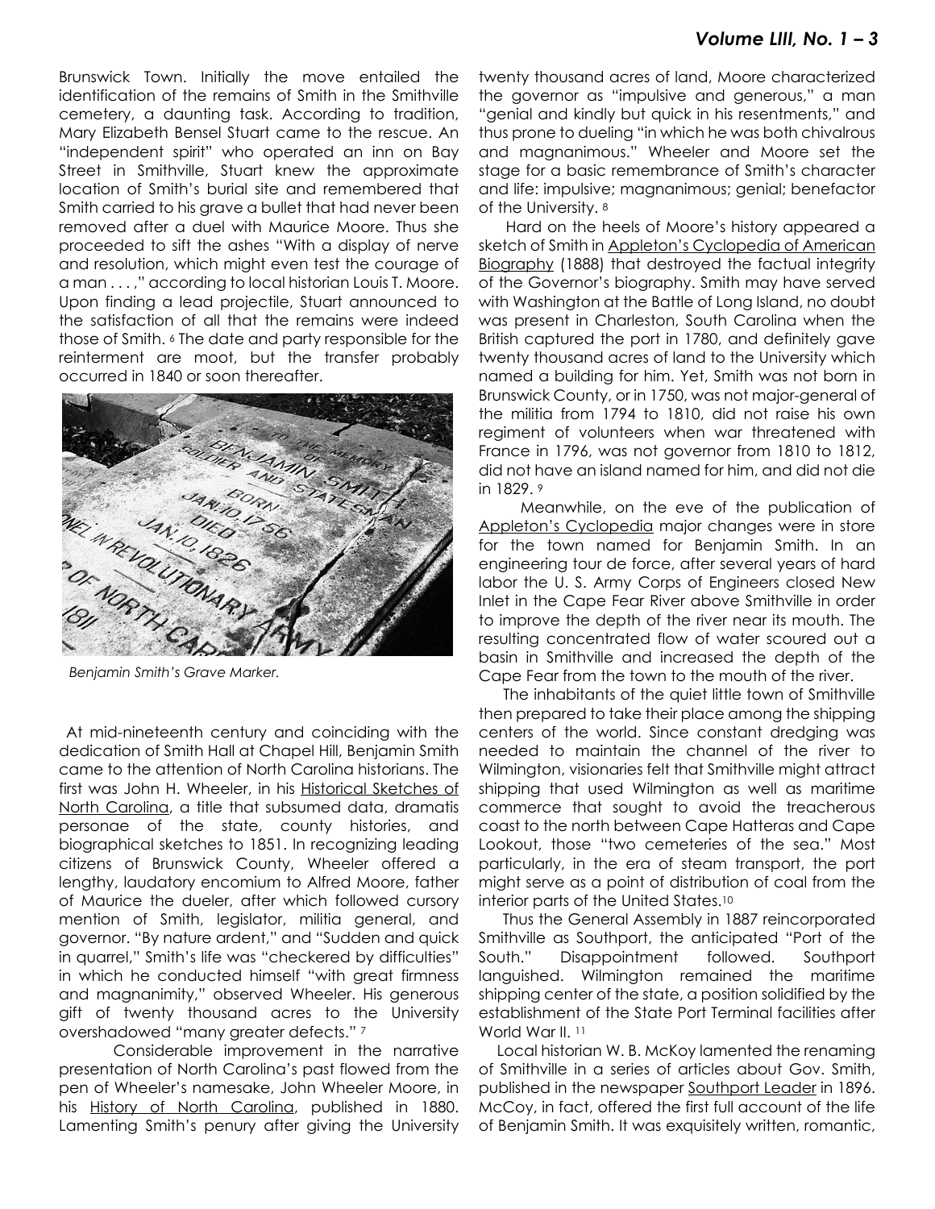Brunswick Town. Initially the move entailed the identification of the remains of Smith in the Smithville cemetery, a daunting task. According to tradition, Mary Elizabeth Bensel Stuart came to the rescue. An "independent spirit" who operated an inn on Bay Street in Smithville, Stuart knew the approximate location of Smith's burial site and remembered that Smith carried to his grave a bullet that had never been removed after a duel with Maurice Moore. Thus she proceeded to sift the ashes "With a display of nerve and resolution, which might even test the courage of a man . . . ," according to local historian Louis T. Moore. Upon finding a lead projectile, Stuart announced to the satisfaction of all that the remains were indeed those of Smith. [6] The date and party responsible for the reinterment are moot, but the transfer probably occurred in 1840 or soon thereafter.

*Benjamin Smith's Grave Marker.*

At mid-nineteenth century and coinciding with the dedication of Smith Hall at Chapel Hill, Benjamin Smith came to the attention of North Carolina historians. The first was John H. Wheeler, in his Historical Sketches of North Carolina, a title that subsumed data, dramatis personae of the state, county histories, and biographical sketches to 1851. In recognizing leading citizens of Brunswick County, Wheeler offered a lengthy, laudatory encomium to Alfred Moore, father of Maurice the dueler, after which followed cursory mention of Smith, legislator, militia general, and governor. "By nature ardent," and "Sudden and quick in quarrel," Smith's life was "checkered by difficulties" in which he conducted himself "with great firmness and magnanimity," observed Wheeler. His generous gift of twenty thousand acres to the University overshadowed "many greater defects." [7]

Considerable improvement in the narrative presentation of North Carolina's past flowed from the pen of Wheeler's namesake, John Wheeler Moore, in his History of North Carolina, published in 1880. Lamenting Smith's penury after giving the University twenty thousand acres of land, Moore characterized the governor as "impulsive and generous," a man "genial and kindly but quick in his resentments," and thus prone to dueling "in which he was both chivalrous and magnanimous." Wheeler and Moore set the stage for a basic remembrance of Smith's character and life: impulsive; magnanimous; genial; benefactor of the University. [8]

Hard on the heels of Moore's history appeared a sketch of Smith in Appleton's Cyclopedia of American Biography (1888) that destroyed the factual integrity of the Governor's biography. Smith may have served with Washington at the Battle of Long Island, no doubt was present in Charleston, South Carolina when the British captured the port in 1780, and definitely gave twenty thousand acres of land to the University which named a building for him. Yet, Smith was not born in Brunswick County, or in 1750, was not major-general of the militia from 1794 to 1810, did not raise his own regiment of volunteers when war threatened with France in 1796, was not governor from 1810 to 1812, did not have an island named for him, and did not die in 1829. [9]

Meanwhile, on the eve of the publication of Appleton's Cyclopedia major changes were in store for the town named for Benjamin Smith. In an engineering tour de force, after several years of hard labor the U. S. Army Corps of Engineers closed New Inlet in the Cape Fear River above Smithville in order to improve the depth of the river near its mouth. The resulting concentrated flow of water scoured out a basin in Smithville and increased the depth of the Cape Fear from the town to the mouth of the river.

The inhabitants of the quiet little town of Smithville then prepared to take their place among the shipping centers of the world. Since constant dredging was needed to maintain the channel of the river to Wilmington, visionaries felt that Smithville might attract shipping that used Wilmington as well as maritime commerce that sought to avoid the treacherous coast to the north between Cape Hatteras and Cape Lookout, those "two cemeteries of the sea." Most particularly, in the era of steam transport, the port might serve as a point of distribution of coal from the interior parts of the United States.[10]

Thus the General Assembly in 1887 reincorporated Smithville as Southport, the anticipated "Port of the South." Disappointment followed. Southport languished. Wilmington remained the maritime shipping center of the state, a position solidified by the establishment of the State Port Terminal facilities after World War II. [11]

Local historian W. B. McKoy lamented the renaming of Smithville in a series of articles about Gov. Smith, published in the newspaper Southport Leader in 1896. McCoy, in fact, offered the first full account of the life of Benjamin Smith. It was exquisitely written, romantic,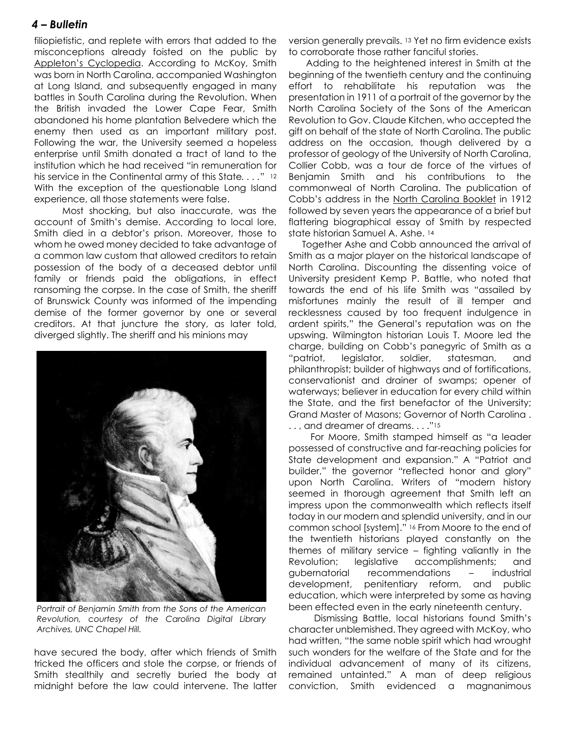filiopietistic, and replete with errors that added to the misconceptions already foisted on the public by Appleton's Cyclopedia. According to McKoy, Smith was born in North Carolina, accompanied Washington at Long Island, and subsequently engaged in many battles in South Carolina during the Revolution. When the British invaded the Lower Cape Fear, Smith abandoned his home plantation Belvedere which the enemy then used as an important military post. Following the war, the University seemed a hopeless enterprise until Smith donated a tract of land to the institution which he had received "in remuneration for his service in the Continental army of this State. . . ." [12] With the exception of the questionable Long Island experience, all those statements were false.

Most shocking, but also inaccurate, was the account of Smith's demise. According to local lore, Smith died in a debtor's prison. Moreover, those to whom he owed money decided to take advantage of a common law custom that allowed creditors to retain possession of the body of a deceased debtor until family or friends paid the obligations, in effect ransoming the corpse. In the case of Smith, the sheriff of Brunswick County was informed of the impending demise of the former governor by one or several creditors. At that juncture the story, as later told, diverged slightly. The sheriff and his minions may have secured the body, after which friends of Smith tricked the officers and stole the corpse, or friends of Smith stealthily and secretly buried the body at midnight before the law could intervene. The latter version generally prevails. [13] Yet no firm evidence exists to corroborate those rather fanciful stories.

*Portrait of Benjamin Smith from the Sons of the American Revolution, courtesy of the Carolina Digital Library Archives, UNC Chapel Hill.*

Adding to the heightened interest in Smith at the beginning of the twentieth century and the continuing effort to rehabilitate his reputation was the presentation in 1911 of a portrait of the governor by the North Carolina Society of the Sons of the American Revolution to Gov. Claude Kitchen, who accepted the gift on behalf of the state of North Carolina. The public address on the occasion, though delivered by a professor of geology of the University of North Carolina, Collier Cobb, was a tour de force of the virtues of Benjamin Smith and his contributions to the commonweal of North Carolina. The publication of Cobb's address in the North Carolina Booklet in 1912 followed by seven years the appearance of a brief but flattering biographical essay of Smith by respected state historian Samuel A. Ashe. [14]

Together Ashe and Cobb announced the arrival of Smith as a major player on the historical landscape of North Carolina. Discounting the dissenting voice of University president Kemp P. Battle, who noted that towards the end of his life Smith was "assailed by misfortunes mainly the result of ill temper and recklessness caused by too frequent indulgence in ardent spirits," the General's reputation was on the upswing. Wilmington historian Louis T. Moore led the charge, building on Cobb's panegyric of Smith as a "patriot, legislator, soldier, statesman, and philanthropist; builder of highways and of fortifications, conservationist and drainer of swamps; opener of waterways; believer in education for every child within the State, and the first benefactor of the University; Grand Master of Masons; Governor of North Carolina . . . , and dreamer of dreams. . . ."[15]

For Moore, Smith stamped himself as "a leader possessed of constructive and far-reaching policies for State development and expansion." A "Patriot and builder," the governor "reflected honor and glory" upon North Carolina. Writers of "modern history seemed in thorough agreement that Smith left an impress upon the commonwealth which reflects itself today in our modern and splendid university, and in our common school [system]." [16] From Moore to the end of the twentieth historians played constantly on the themes of military service – fighting valiantly in the Revolution; legislative accomplishments; and gubernatorial recommendations – industrial development, penitentiary reform, and public education, which were interpreted by some as having been effected even in the early nineteenth century.

Dismissing Battle, local historians found Smith's character unblemished. They agreed with McKoy, who had written, "the same noble spirit which had wrought such wonders for the welfare of the State and for the individual advancement of many of its citizens, remained untainted." A man of deep religious conviction, Smith evidenced a magnanimous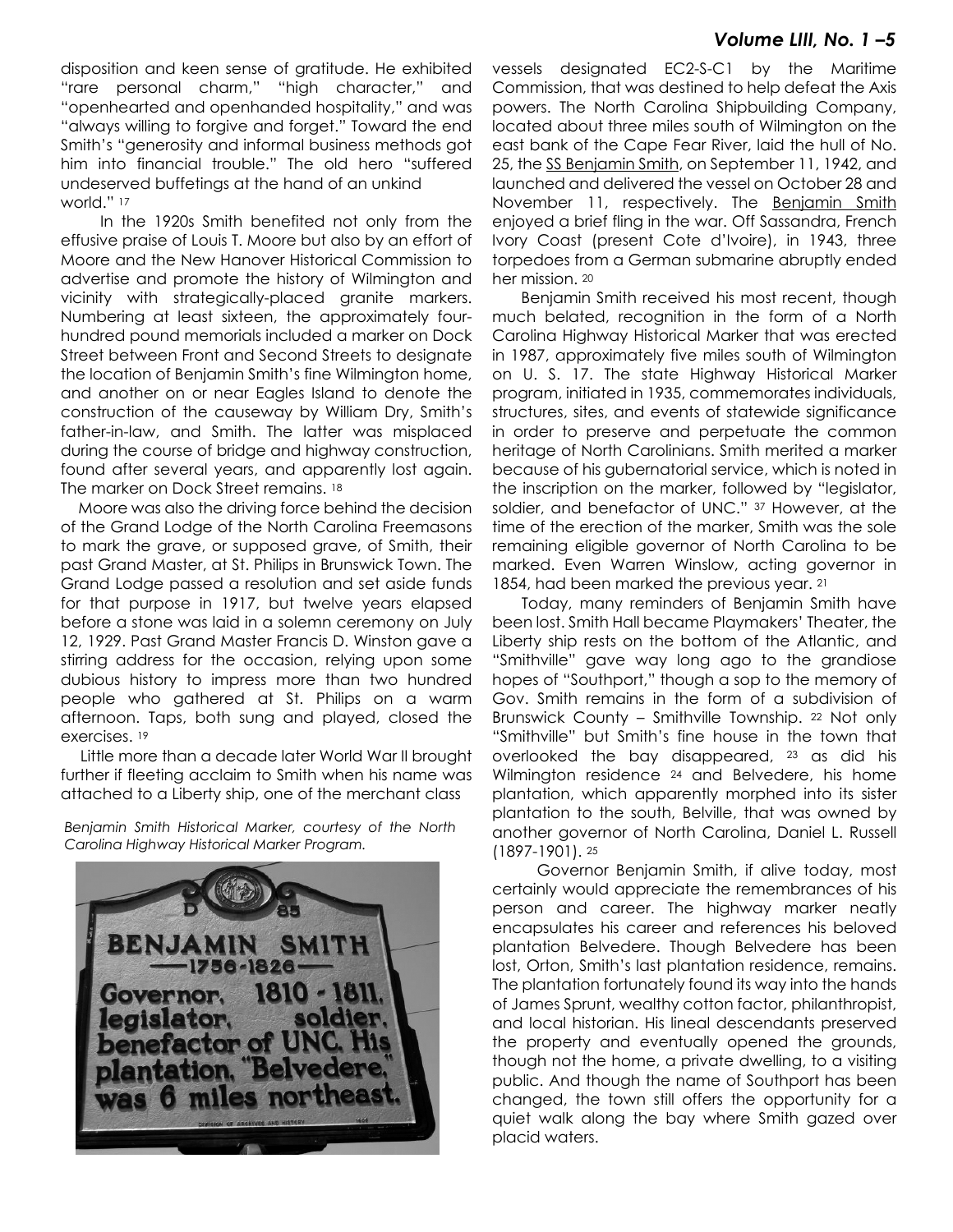disposition and keen sense of gratitude. He exhibited "rare personal charm," "high character," and "openhearted and openhanded hospitality," and was "always willing to forgive and forget." Toward the end Smith's "generosity and informal business methods got him into financial trouble." The old hero "suffered undeserved buffetings at the hand of an unkind world." [17]

In the 1920s Smith benefited not only from the effusive praise of Louis T. Moore but also by an effort of Moore and the New Hanover Historical Commission to advertise and promote the history of Wilmington and vicinity with strategically-placed granite markers. Numbering at least sixteen, the approximately four-hundred pound memorials included a marker on Dock Street between Front and Second Streets to designate the location of Benjamin Smith's fine Wilmington home, and another on or near Eagles Island to denote the construction of the causeway by William Dry, Smith's father-in-law, and Smith. The latter was misplaced during the course of bridge and highway construction, found after several years, and apparently lost again. The marker on Dock Street remains. [18]

Moore was also the driving force behind the decision of the Grand Lodge of the North Carolina Freemasons to mark the grave, or supposed grave, of Smith, their past Grand Master, at St. Philips in Brunswick Town. The Grand Lodge passed a resolution and set aside funds for that purpose in 1917, but twelve years elapsed before a stone was laid in a solemn ceremony on July 12, 1929. Past Grand Master Francis D. Winston gave a stirring address for the occasion, relying upon some dubious history to impress more than two hundred people who gathered at St. Philips on a warm afternoon. Taps, both sung and played, closed the exercises. [19]

Little more than a decade later World War II brought further if fleeting acclaim to Smith when his name was attached to a Liberty ship, one of the merchant class vessels designated EC2-S-C1 by the Maritime Commission, that was destined to help defeat the Axis powers. The North Carolina Shipbuilding Company, located about three miles south of Wilmington on the east bank of the Cape Fear River, laid the hull of No. 25, the SS Benjamin Smith, on September 11, 1942, and launched and delivered the vessel on October 28 and November 11, respectively. The Benjamin Smith enjoyed a brief fling in the war. Off Sassandra, French Ivory Coast (present Cote d'Ivoire), in 1943, three torpedoes from a German submarine abruptly ended her mission. [20]

*Benjamin Smith Historical Marker, courtesy of the North Carolina Highway Historical Marker Program.*

Benjamin Smith received his most recent, though much belated, recognition in the form of a North Carolina Highway Historical Marker that was erected in 1987, approximately five miles south of Wilmington on U. S. 17. The state Highway Historical Marker program, initiated in 1935, commemorates individuals, structures, sites, and events of statewide significance in order to preserve and perpetuate the common heritage of North Carolinians. Smith merited a marker because of his gubernatorial service, which is noted in the inscription on the marker, followed by "legislator, soldier, and benefactor of UNC." [37] However, at the time of the erection of the marker, Smith was the sole remaining eligible governor of North Carolina to be marked. Even Warren Winslow, acting governor in 1854, had been marked the previous year. [21]

Today, many reminders of Benjamin Smith have been lost. Smith Hall became Playmakers' Theater, the Liberty ship rests on the bottom of the Atlantic, and "Smithville" gave way long ago to the grandiose hopes of "Southport," though a sop to the memory of Gov. Smith remains in the form of a subdivision of Brunswick County – Smithville Township. [22] Not only "Smithville" but Smith's fine house in the town that overlooked the bay disappeared, [23] as did his Wilmington residence [24] and Belvedere, his home plantation, which apparently morphed into its sister plantation to the south, Belville, that was owned by another governor of North Carolina, Daniel L. Russell (1897-1901). [25]

Governor Benjamin Smith, if alive today, most certainly would appreciate the remembrances of his person and career. The highway marker neatly encapsulates his career and references his beloved plantation Belvedere. Though Belvedere has been lost, Orton, Smith's last plantation residence, remains. The plantation fortunately found its way into the hands of James Sprunt, wealthy cotton factor, philanthropist, and local historian. His lineal descendants preserved the property and eventually opened the grounds, though not the home, a private dwelling, to a visiting public. And though the name of Southport has been changed, the town still offers the opportunity for a quiet walk along the bay where Smith gazed over placid waters.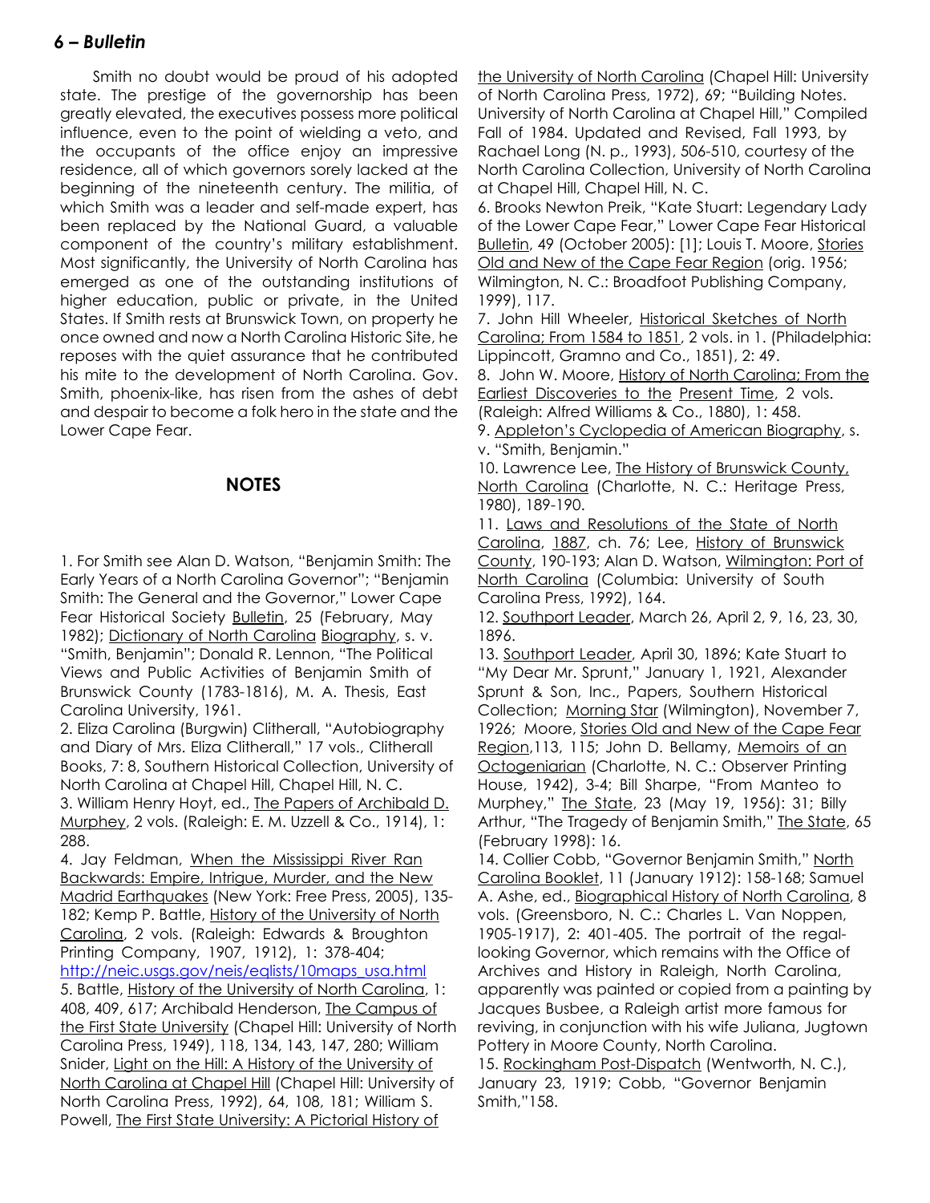Smith no doubt would be proud of his adopted state. The prestige of the governorship has been greatly elevated, the executives possess more political influence, even to the point of wielding a veto, and the occupants of the office enjoy an impressive residence, all of which governors sorely lacked at the beginning of the nineteenth century. The militia, of which Smith was a leader and self-made expert, has been replaced by the National Guard, a valuable component of the country's military establishment. Most significantly, the University of North Carolina has emerged as one of the outstanding institutions of higher education, public or private, in the United States. If Smith rests at Brunswick Town, on property he once owned and now a North Carolina Historic Site, he reposes with the quiet assurance that he contributed his mite to the development of North Carolina. Gov. Smith, phoenix-like, has risen from the ashes of debt and despair to become a folk hero in the state and the Lower Cape Fear.

## NOTES

1. For Smith see Alan D. Watson, "Benjamin Smith: The Early Years of a North Carolina Governor"; "Benjamin Smith: The General and the Governor," Lower Cape Fear Historical Society Bulletin, 25 (February, May 1982); Dictionary of North Carolina Biography, s. v. "Smith, Benjamin"; Donald R. Lennon, "The Political Views and Public Activities of Benjamin Smith of Brunswick County (1783-1816), M. A. Thesis, East Carolina University, 1961.

2. Eliza Carolina (Burgwin) Clitherall, "Autobiography and Diary of Mrs. Eliza Clitherall," 17 vols., Clitherall Books, 7: 8, Southern Historical Collection, University of North Carolina at Chapel Hill, Chapel Hill, N. C.

3. William Henry Hoyt, ed., The Papers of Archibald D. Murphey, 2 vols. (Raleigh: E. M. Uzzell & Co., 1914), 1: 288.

4. Jay Feldman, When the Mississippi River Ran Backwards: Empire, Intrigue, Murder, and the New Madrid Earthquakes (New York: Free Press, 2005), 135-182; Kemp P. Battle, History of the University of North Carolina, 2 vols. (Raleigh: Edwards & Broughton Printing Company, 1907, 1912), 1: 378-404; http://neic.usgs.gov/neis/eqlists/10maps_usa.html

5. Battle, History of the University of North Carolina, 1: 408, 409, 617; Archibald Henderson, The Campus of the First State University (Chapel Hill: University of North Carolina Press, 1949), 118, 134, 143, 147, 280; William Snider, Light on the Hill: A History of the University of North Carolina at Chapel Hill (Chapel Hill: University of North Carolina Press, 1992), 64, 108, 181; William S. Powell, The First State University: A Pictorial History of the University of North Carolina (Chapel Hill: University of North Carolina Press, 1972), 69; "Building Notes. University of North Carolina at Chapel Hill," Compiled Fall of 1984. Updated and Revised, Fall 1993, by Rachael Long (N. p., 1993), 506-510, courtesy of the North Carolina Collection, University of North Carolina at Chapel Hill, Chapel Hill, N. C.

6. Brooks Newton Preik, "Kate Stuart: Legendary Lady of the Lower Cape Fear," Lower Cape Fear Historical Bulletin, 49 (October 2005): [1]; Louis T. Moore, Stories Old and New of the Cape Fear Region (orig. 1956; Wilmington, N. C.: Broadfoot Publishing Company, 1999), 117.

7. John Hill Wheeler, Historical Sketches of North Carolina; From 1584 to 1851, 2 vols. in 1. (Philadelphia: Lippincott, Gramno and Co., 1851), 2: 49.

8. John W. Moore, History of North Carolina; From the Earliest Discoveries to the Present Time, 2 vols. (Raleigh: Alfred Williams & Co., 1880), 1: 458.

9. Appleton's Cyclopedia of American Biography, s. v. "Smith, Benjamin."

10. Lawrence Lee, The History of Brunswick County, North Carolina (Charlotte, N. C.: Heritage Press, 1980), 189-190.

11. Laws and Resolutions of the State of North Carolina, 1887, ch. 76; Lee, History of Brunswick County, 190-193; Alan D. Watson, Wilmington: Port of North Carolina (Columbia: University of South Carolina Press, 1992), 164.

12. Southport Leader, March 26, April 2, 9, 16, 23, 30, 1896.

13. Southport Leader, April 30, 1896; Kate Stuart to "My Dear Mr. Sprunt," January 1, 1921, Alexander Sprunt & Son, Inc., Papers, Southern Historical Collection; Morning Star (Wilmington), November 7, 1926; Moore, Stories Old and New of the Cape Fear Region,113, 115; John D. Bellamy, Memoirs of an Octogeniarian (Charlotte, N. C.: Observer Printing House, 1942), 3-4; Bill Sharpe, "From Manteo to Murphey," The State, 23 (May 19, 1956): 31; Billy Arthur, "The Tragedy of Benjamin Smith," The State, 65 (February 1998): 16.

14. Collier Cobb, "Governor Benjamin Smith," North Carolina Booklet, 11 (January 1912): 158-168; Samuel A. Ashe, ed., Biographical History of North Carolina, 8 vols. (Greensboro, N. C.: Charles L. Van Noppen, 1905-1917), 2: 401-405. The portrait of the regal-looking Governor, which remains with the Office of Archives and History in Raleigh, North Carolina, apparently was painted or copied from a painting by Jacques Busbee, a Raleigh artist more famous for reviving, in conjunction with his wife Juliana, Jugtown Pottery in Moore County, North Carolina.

15. Rockingham Post-Dispatch (Wentworth, N. C.), January 23, 1919; Cobb, "Governor Benjamin Smith,"158.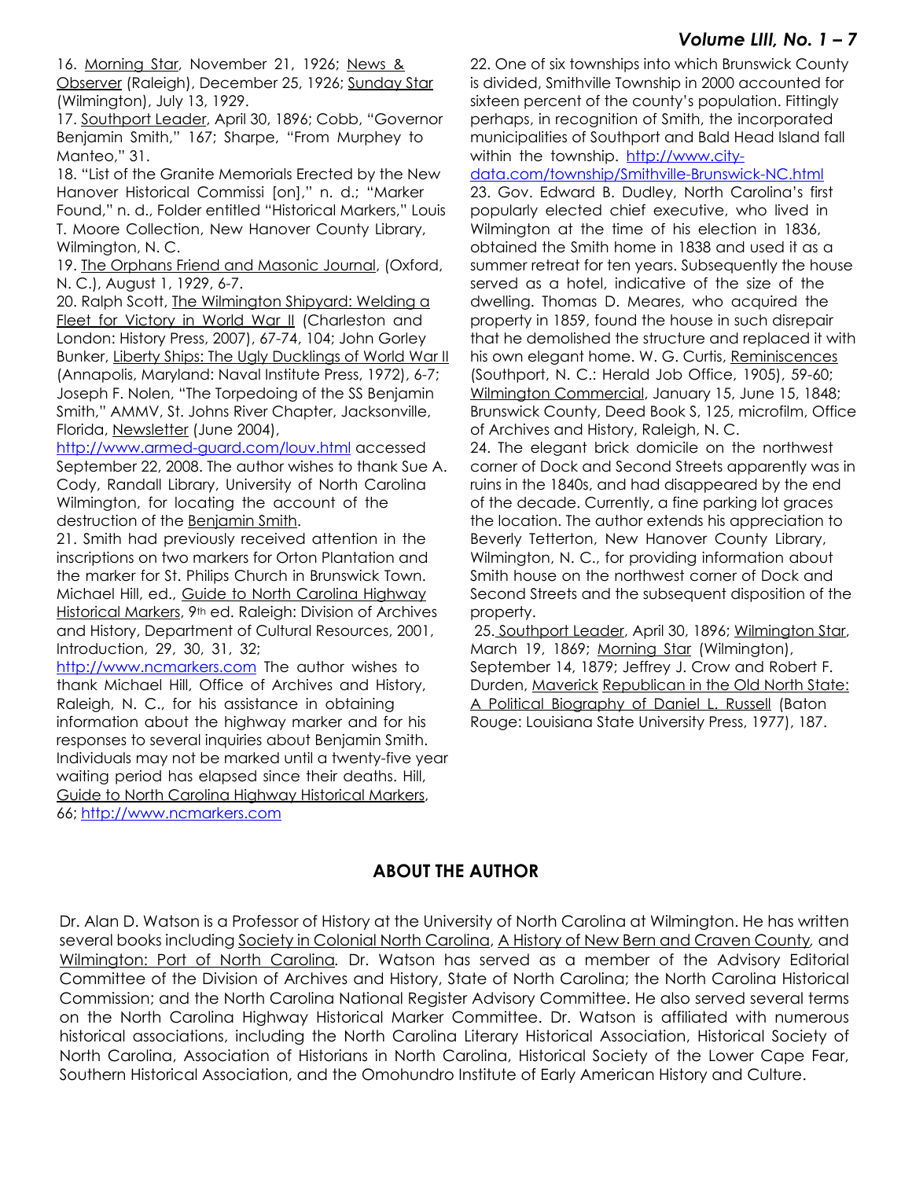16. Morning Star, November 21, 1926; News & Observer (Raleigh), December 25, 1926; Sunday Star (Wilmington), July 13, 1929.

17. Southport Leader, April 30, 1896; Cobb, "Governor Benjamin Smith," 167; Sharpe, "From Murphey to Manteo," 31.

18. "List of the Granite Memorials Erected by the New Hanover Historical Commissi [on]," n. d.; "Marker Found," n. d., Folder entitled "Historical Markers," Louis T. Moore Collection, New Hanover County Library, Wilmington, N. C.

19. The Orphans Friend and Masonic Journal, (Oxford, N. C.), August 1, 1929, 6-7.

20. Ralph Scott, The Wilmington Shipyard: Welding a Fleet for Victory in World War II (Charleston and London: History Press, 2007), 67-74, 104; John Gorley Bunker, Liberty Ships: The Ugly Ducklings of World War II (Annapolis, Maryland: Naval Institute Press, 1972), 6-7; Joseph F. Nolen, "The Torpedoing of the SS Benjamin Smith," AMMV, St. Johns River Chapter, Jacksonville, Florida, Newsletter (June 2004), http://www.armed-guard.com/louv.html accessed September 22, 2008. The author wishes to thank Sue A. Cody, Randall Library, University of North Carolina Wilmington, for locating the account of the destruction of the Benjamin Smith.

21. Smith had previously received attention in the inscriptions on two markers for Orton Plantation and the marker for St. Philips Church in Brunswick Town. Michael Hill, ed., Guide to North Carolina Highway Historical Markers, 9th ed. Raleigh: Division of Archives and History, Department of Cultural Resources, 2001, Introduction, 29, 30, 31, 32; http://www.ncmarkers.com The author wishes to thank Michael Hill, Office of Archives and History, Raleigh, N. C., for his assistance in obtaining information about the highway marker and for his responses to several inquiries about Benjamin Smith. Individuals may not be marked until a twenty-five year waiting period has elapsed since their deaths. Hill, Guide to North Carolina Highway Historical Markers, 66; http://www.ncmarkers.com

22. One of six townships into which Brunswick County is divided, Smithville Township in 2000 accounted for sixteen percent of the county's population. Fittingly perhaps, in recognition of Smith, the incorporated municipalities of Southport and Bald Head Island fall within the township. http://www.city-data.com/township/Smithville-Brunswick-NC.html

23. Gov. Edward B. Dudley, North Carolina's first popularly elected chief executive, who lived in Wilmington at the time of his election in 1836, obtained the Smith home in 1838 and used it as a summer retreat for ten years. Subsequently the house served as a hotel, indicative of the size of the dwelling. Thomas D. Meares, who acquired the property in 1859, found the house in such disrepair that he demolished the structure and replaced it with his own elegant home. W. G. Curtis, Reminiscences (Southport, N. C.: Herald Job Office, 1905), 59-60; Wilmington Commercial, January 15, June 15, 1848; Brunswick County, Deed Book S, 125, microfilm, Office of Archives and History, Raleigh, N. C.

24. The elegant brick domicile on the northwest corner of Dock and Second Streets apparently was in ruins in the 1840s, and had disappeared by the end of the decade. Currently, a fine parking lot graces the location. The author extends his appreciation to Beverly Tetterton, New Hanover County Library, Wilmington, N. C., for providing information about Smith house on the northwest corner of Dock and Second Streets and the subsequent disposition of the property.

25. Southport Leader, April 30, 1896; Wilmington Star, March 19, 1869; Morning Star (Wilmington), September 14, 1879; Jeffrey J. Crow and Robert F. Durden, Maverick Republican in the Old North State: A Political Biography of Daniel L. Russell (Baton Rouge: Louisiana State University Press, 1977), 187.

## ABOUT THE AUTHOR

Dr. Alan D. Watson is a Professor of History at the University of North Carolina at Wilmington. He has written several books including Society in Colonial North Carolina, A History of New Bern and Craven County, and Wilmington: Port of North Carolina. Dr. Watson has served as a member of the Advisory Editorial Committee of the Division of Archives and History, State of North Carolina; the North Carolina Historical Commission; and the North Carolina National Register Advisory Committee. He also served several terms on the North Carolina Highway Historical Marker Committee. Dr. Watson is affiliated with numerous historical associations, including the North Carolina Literary Historical Association, Historical Society of North Carolina, Association of Historians in North Carolina, Historical Society of the Lower Cape Fear, Southern Historical Association, and the Omohundro Institute of Early American History and Culture.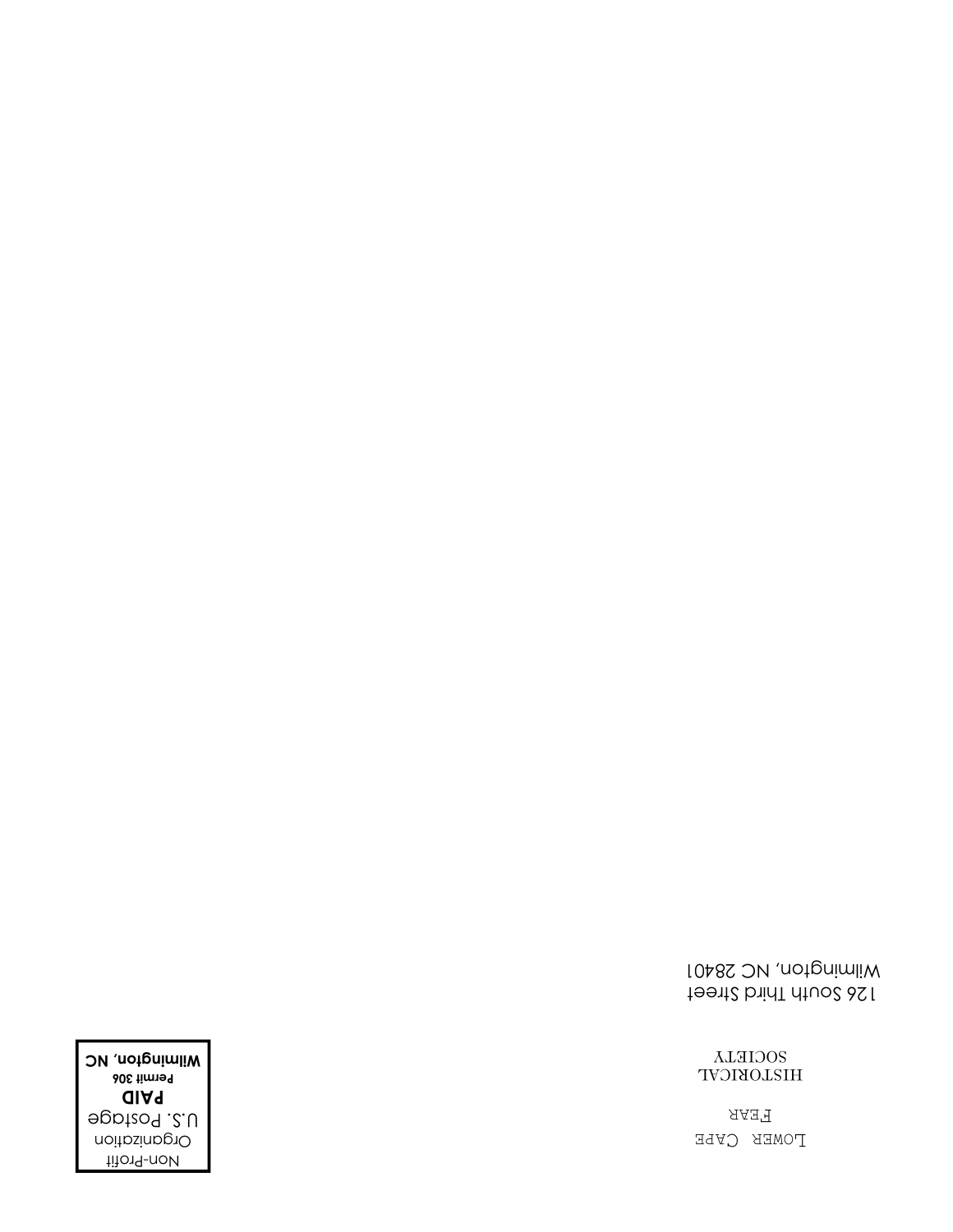LOWER CAPE FEAR HISTORICAL SOCIETY

126 South Third Street
Wilmington, NC 28401

Non-Profit
Organization
U.S. Postage
**PAID**
**Permit 306**
**Wilmington, NC**